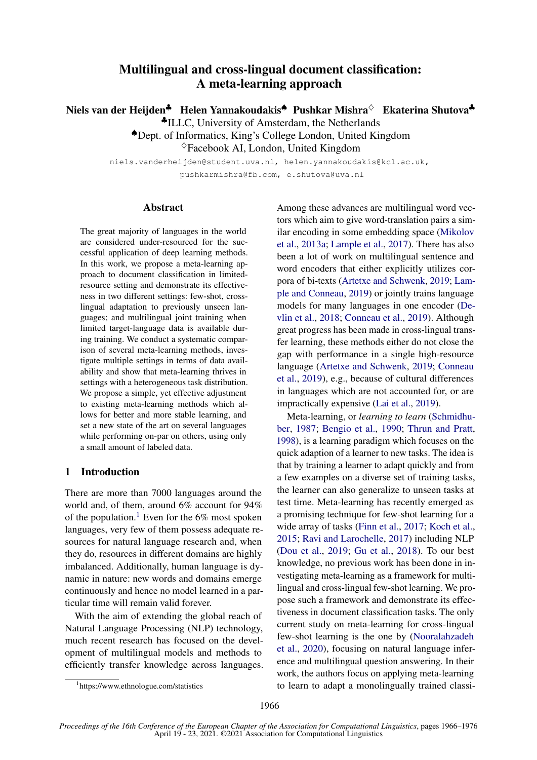# Multilingual and cross-lingual document classification: A meta-learning approach

**Niels van der Heijden**[♣] **Helen Yannakoudakis**[♠] **Pushkar Mishra**[♢] **Ekaterina Shutova**[♣]

[♣]ILLC, University of Amsterdam, the Netherlands
[♠]Dept. of Informatics, King's College London, United Kingdom
[♢]Facebook AI, London, United Kingdom

niels.vanderheijden@student.uva.nl, helen.yannakoudakis@kcl.ac.uk, pushkarmishra@fb.com, e.shutova@uva.nl

## Abstract

The great majority of languages in the world are considered under-resourced for the successful application of deep learning methods. In this work, we propose a meta-learning approach to document classification in limited-resource setting and demonstrate its effectiveness in two different settings: few-shot, cross-lingual adaptation to previously unseen languages; and multilingual joint training when limited target-language data is available during training. We conduct a systematic comparison of several meta-learning methods, investigate multiple settings in terms of data availability and show that meta-learning thrives in settings with a heterogeneous task distribution. We propose a simple, yet effective adjustment to existing meta-learning methods which allows for better and more stable learning, and set a new state of the art on several languages while performing on-par on others, using only a small amount of labeled data.

## 1 Introduction

There are more than 7000 languages around the world and, of them, around 6% account for 94% of the population.[1] Even for the 6% most spoken languages, very few of them possess adequate resources for natural language research and, when they do, resources in different domains are highly imbalanced. Additionally, human language is dynamic in nature: new words and domains emerge continuously and hence no model learned in a particular time will remain valid forever.

With the aim of extending the global reach of Natural Language Processing (NLP) technology, much recent research has focused on the development of multilingual models and methods to efficiently transfer knowledge across languages. Among these advances are multilingual word vectors which aim to give word-translation pairs a similar encoding in some embedding space (Mikolov et al., 2013a; Lample et al., 2017). There has also been a lot of work on multilingual sentence and word encoders that either explicitly utilizes corpora of bi-texts (Artetxe and Schwenk, 2019; Lample and Conneau, 2019) or jointly trains language models for many languages in one encoder (Devlin et al., 2018; Conneau et al., 2019). Although great progress has been made in cross-lingual transfer learning, these methods either do not close the gap with performance in a single high-resource language (Artetxe and Schwenk, 2019; Conneau et al., 2019), e.g., because of cultural differences in languages which are not accounted for, or are impractically expensive (Lai et al., 2019).

Meta-learning, or *learning to learn* (Schmidhuber, 1987; Bengio et al., 1990; Thrun and Pratt, 1998), is a learning paradigm which focuses on the quick adaption of a learner to new tasks. The idea is that by training a learner to adapt quickly and from a few examples on a diverse set of training tasks, the learner can also generalize to unseen tasks at test time. Meta-learning has recently emerged as a promising technique for few-shot learning for a wide array of tasks (Finn et al., 2017; Koch et al., 2015; Ravi and Larochelle, 2017) including NLP (Dou et al., 2019; Gu et al., 2018). To our best knowledge, no previous work has been done in investigating meta-learning as a framework for multilingual and cross-lingual few-shot learning. We propose such a framework and demonstrate its effectiveness in document classification tasks. The only current study on meta-learning for cross-lingual few-shot learning is the one by (Nooralahzadeh et al., 2020), focusing on natural language inference and multilingual question answering. In their work, the authors focus on applying meta-learning to learn to adapt a monolingually trained classi-

[1]https://www.ethnologue.com/statistics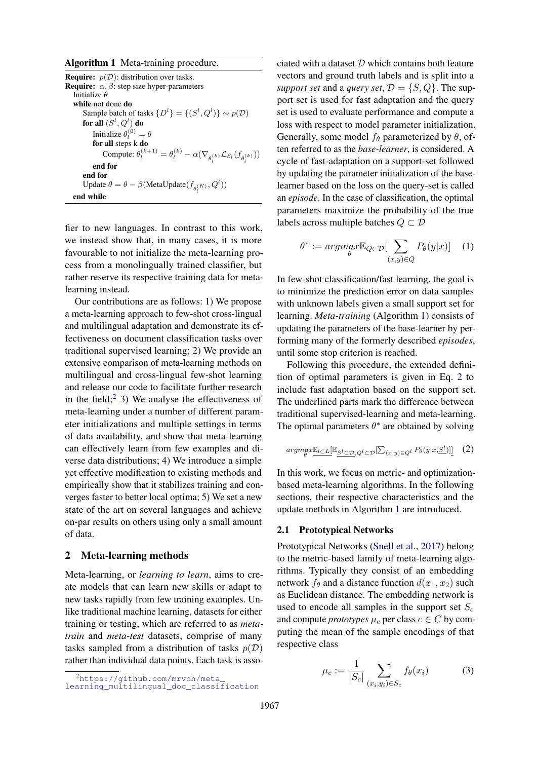**Algorithm 1** Meta-training procedure.

```
Require: p(D): distribution over tasks.
Require: α, β: step size hyper-parameters
  Initialize θ
  while not done do
    Sample batch of tasks {D^l} = {(S^l, Q^l)} ~ p(D)
    for all (S^l, Q^l) do
      Initialize θ_l^(0) = θ
      for all steps k do
        Compute: θ_l^(k+1) = θ_l^(k) − α(∇_{θ_l^(k)} L_{S_l}(f_{θ_l^(k)}))
      end for
    end for
    Update θ = θ − β(MetaUpdate(f_{θ_l^(K)}, Q^l))
  end while
```

fier to new languages. In contrast to this work, we instead show that, in many cases, it is more favourable to not initialize the meta-learning process from a monolingually trained classifier, but rather reserve its respective training data for meta-learning instead.

Our contributions are as follows: 1) We propose a meta-learning approach to few-shot cross-lingual and multilingual adaptation and demonstrate its effectiveness on document classification tasks over traditional supervised learning; 2) We provide an extensive comparison of meta-learning methods on multilingual and cross-lingual few-shot learning and release our code to facilitate further research in the field;[2] 3) We analyse the effectiveness of meta-learning under a number of different parameter initializations and multiple settings in terms of data availability, and show that meta-learning can effectively learn from few examples and diverse data distributions; 4) We introduce a simple yet effective modification to existing methods and empirically show that it stabilizes training and converges faster to better local optima; 5) We set a new state of the art on several languages and achieve on-par results on others using only a small amount of data.

## 2 Meta-learning methods

Meta-learning, or *learning to learn*, aims to create models that can learn new skills or adapt to new tasks rapidly from few training examples. Unlike traditional machine learning, datasets for either training or testing, which are referred to as *meta-train* and *meta-test* datasets, comprise of many tasks sampled from a distribution of tasks $p(\mathcal{D})$ rather than individual data points. Each task is associated with a dataset $\mathcal{D}$ which contains both feature vectors and ground truth labels and is split into a *support set* and a *query set*, $\mathcal{D} = \{S, Q\}$. The support set is used for fast adaptation and the query set is used to evaluate performance and compute a loss with respect to model parameter initialization. Generally, some model $f_\theta$ parameterized by $\theta$, often referred to as the *base-learner*, is considered. A cycle of fast-adaptation on a support-set followed by updating the parameter initialization of the base-learner based on the loss on the query-set is called an *episode*. In the case of classification, the optimal parameters maximize the probability of the true labels across multiple batches $Q \subset \mathcal{D}$

$$\theta^* := \underset{\theta}{argmax} \mathbb{E}_{Q \subset \mathcal{D}}[\sum_{(x,y) \in Q} P_\theta(y|x)] \quad (1)$$

In few-shot classification/fast learning, the goal is to minimize the prediction error on data samples with unknown labels given a small support set for learning. *Meta-training* (Algorithm 1) consists of updating the parameters of the base-learner by performing many of the formerly described *episodes*, until some stop criterion is reached.

Following this procedure, the extended definition of optimal parameters is given in Eq. 2 to include fast adaptation based on the support set. The underlined parts mark the difference between traditional supervised-learning and meta-learning. The optimal parameters $\theta^*$ are obtained by solving

$$\underset{\theta}{argmax} \underline{\mathbb{E}_{l \subset L}}[\mathbb{E}_{\underline{S^l \subset \mathcal{D}}, Q^l \subset \mathcal{D}}[\sum_{(x,y) \in Q^l} P_\theta(y|x, \underline{S^l})]] \quad (2)$$

In this work, we focus on metric- and optimization-based meta-learning algorithms. In the following sections, their respective characteristics and the update methods in Algorithm 1 are introduced.

### 2.1 Prototypical Networks

Prototypical Networks (Snell et al., 2017) belong to the metric-based family of meta-learning algorithms. Typically they consist of an embedding network $f_\theta$ and a distance function $d(x_1, x_2)$ such as Euclidean distance. The embedding network is used to encode all samples in the support set $S_c$ and compute *prototypes* $\mu_c$ per class $c \in C$ by computing the mean of the sample encodings of that respective class

$$\mu_c := \frac{1}{|S_c|} \sum_{(x_i, y_i) \in S_c} f_\theta(x_i) \quad (3)$$

[2] https://github.com/mrvoh/meta_learning_multilingual_doc_classification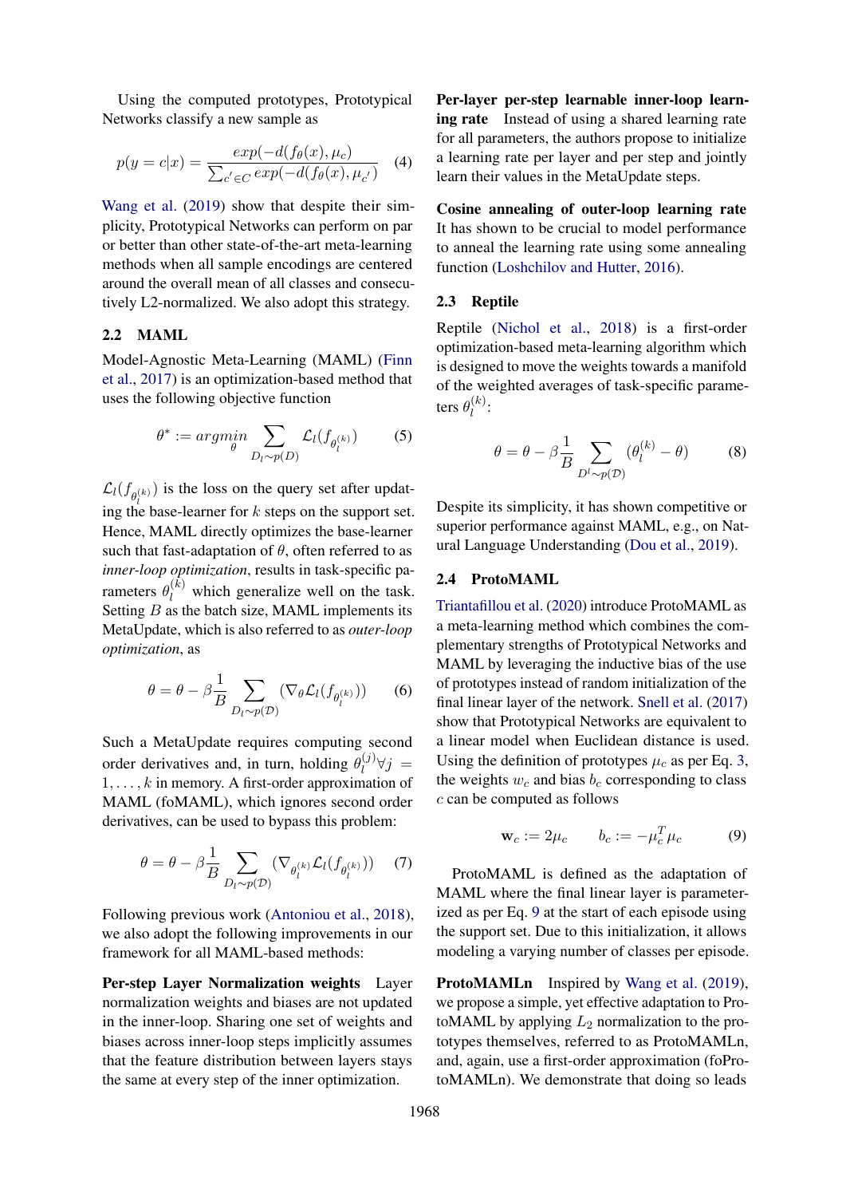Using the computed prototypes, Prototypical Networks classify a new sample as

$$p(y = c|x) = \frac{exp(-d(f_\theta(x), \mu_c)}{\sum_{c' \in C} exp(-d(f_\theta(x), \mu_{c'})} \quad (4)$$

Wang et al. (2019) show that despite their simplicity, Prototypical Networks can perform on par or better than other state-of-the-art meta-learning methods when all sample encodings are centered around the overall mean of all classes and consecutively L2-normalized. We also adopt this strategy.

## 2.2 MAML

Model-Agnostic Meta-Learning (MAML) (Finn et al., 2017) is an optimization-based method that uses the following objective function

$$\theta^* := \underset{\theta}{argmin} \sum_{D_l \sim p(D)} \mathcal{L}_l(f_{\theta_l^{(k)}}) \quad (5)$$

$\mathcal{L}_l(f_{\theta_l^{(k)}})$ is the loss on the query set after updating the base-learner for $k$ steps on the support set. Hence, MAML directly optimizes the base-learner such that fast-adaptation of $\theta$, often referred to as *inner-loop optimization*, results in task-specific parameters $\theta_l^{(k)}$ which generalize well on the task. Setting $B$ as the batch size, MAML implements its MetaUpdate, which is also referred to as *outer-loop optimization*, as

$$\theta = \theta - \beta \frac{1}{B} \sum_{D_l \sim p(\mathcal{D})} (\nabla_\theta \mathcal{L}_l(f_{\theta_l^{(k)}})) \quad (6)$$

Such a MetaUpdate requires computing second order derivatives and, in turn, holding $\theta_l^{(j)} \forall j = 1, \ldots, k$ in memory. A first-order approximation of MAML (foMAML), which ignores second order derivatives, can be used to bypass this problem:

$$\theta = \theta - \beta \frac{1}{B} \sum_{D_l \sim p(\mathcal{D})} (\nabla_{\theta_l^{(k)}} \mathcal{L}_l(f_{\theta_l^{(k)}})) \quad (7)$$

Following previous work (Antoniou et al., 2018), we also adopt the following improvements in our framework for all MAML-based methods:

**Per-step Layer Normalization weights** Layer normalization weights and biases are not updated in the inner-loop. Sharing one set of weights and biases across inner-loop steps implicitly assumes that the feature distribution between layers stays the same at every step of the inner optimization.

**Per-layer per-step learnable inner-loop learning rate** Instead of using a shared learning rate for all parameters, the authors propose to initialize a learning rate per layer and per step and jointly learn their values in the MetaUpdate steps.

**Cosine annealing of outer-loop learning rate** It has shown to be crucial to model performance to anneal the learning rate using some annealing function (Loshchilov and Hutter, 2016).

## 2.3 Reptile

Reptile (Nichol et al., 2018) is a first-order optimization-based meta-learning algorithm which is designed to move the weights towards a manifold of the weighted averages of task-specific parameters $\theta_l^{(k)}$:

$$\theta = \theta - \beta \frac{1}{B} \sum_{D^l \sim p(\mathcal{D})} (\theta_l^{(k)} - \theta) \quad (8)$$

Despite its simplicity, it has shown competitive or superior performance against MAML, e.g., on Natural Language Understanding (Dou et al., 2019).

## 2.4 ProtoMAML

Triantafillou et al. (2020) introduce ProtoMAML as a meta-learning method which combines the complementary strengths of Prototypical Networks and MAML by leveraging the inductive bias of the use of prototypes instead of random initialization of the final linear layer of the network. Snell et al. (2017) show that Prototypical Networks are equivalent to a linear model when Euclidean distance is used. Using the definition of prototypes $\mu_c$ as per Eq. 3, the weights $w_c$ and bias $b_c$ corresponding to class $c$ can be computed as follows

$$\mathbf{w}_c := 2\mu_c \qquad b_c := -\mu_c^T \mu_c \quad (9)$$

ProtoMAML is defined as the adaptation of MAML where the final linear layer is parameterized as per Eq. 9 at the start of each episode using the support set. Due to this initialization, it allows modeling a varying number of classes per episode.

**ProtoMAMLn** Inspired by Wang et al. (2019), we propose a simple, yet effective adaptation to ProtoMAML by applying $L_2$ normalization to the prototypes themselves, referred to as ProtoMAMLn, and, again, use a first-order approximation (foProtoMAMLn). We demonstrate that doing so leads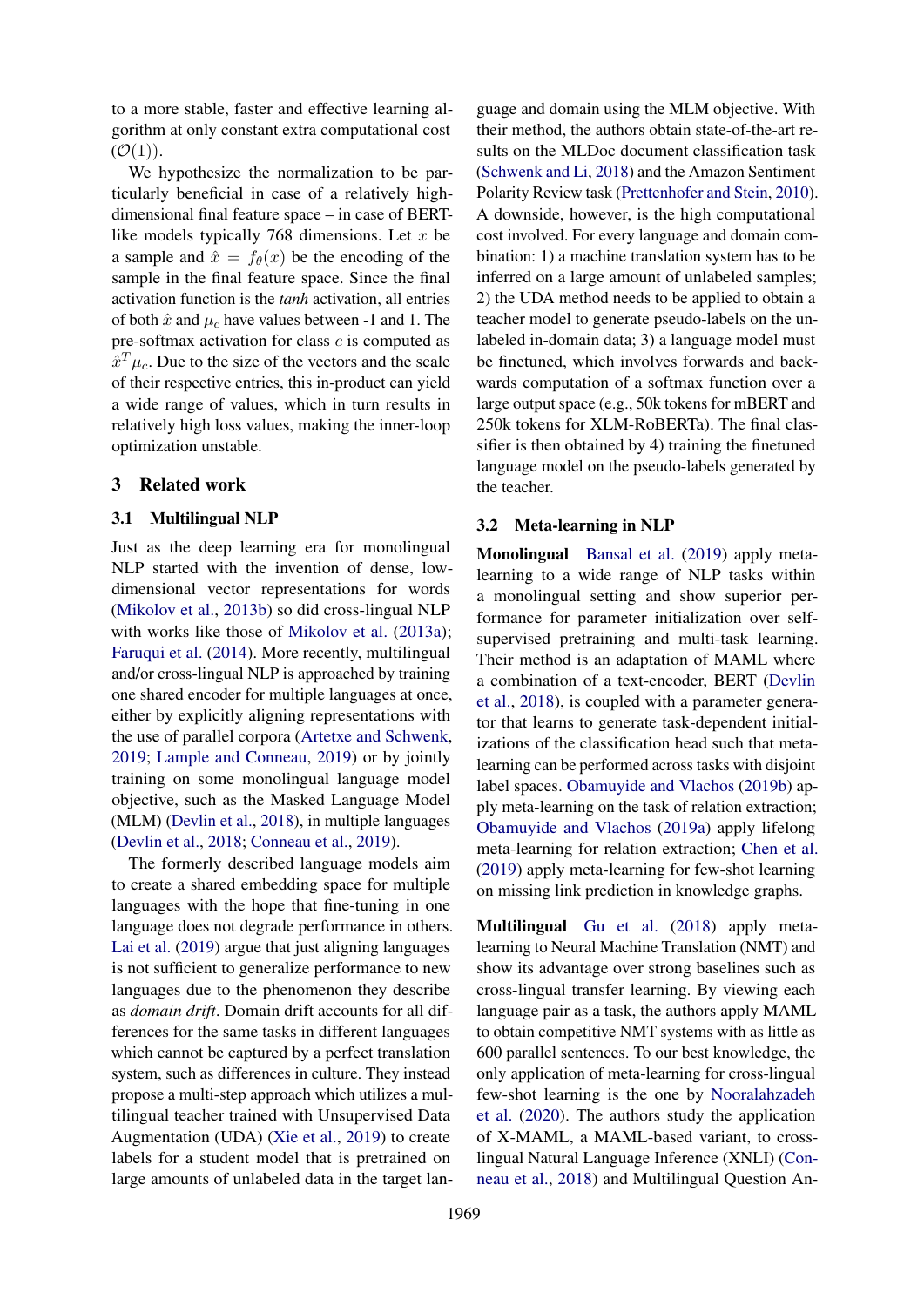to a more stable, faster and effective learning algorithm at only constant extra computational cost ($\mathcal{O}(1)$).

We hypothesize the normalization to be particularly beneficial in case of a relatively high-dimensional final feature space – in case of BERT-like models typically 768 dimensions. Let $x$ be a sample and $\hat{x} = f_\theta(x)$ be the encoding of the sample in the final feature space. Since the final activation function is the *tanh* activation, all entries of both $\hat{x}$ and $\mu_c$ have values between -1 and 1. The pre-softmax activation for class $c$ is computed as $\hat{x}^T \mu_c$. Due to the size of the vectors and the scale of their respective entries, this in-product can yield a wide range of values, which in turn results in relatively high loss values, making the inner-loop optimization unstable.

## 3 Related work

### 3.1 Multilingual NLP

Just as the deep learning era for monolingual NLP started with the invention of dense, low-dimensional vector representations for words (Mikolov et al., 2013b) so did cross-lingual NLP with works like those of Mikolov et al. (2013a); Faruqui et al. (2014). More recently, multilingual and/or cross-lingual NLP is approached by training one shared encoder for multiple languages at once, either by explicitly aligning representations with the use of parallel corpora (Artetxe and Schwenk, 2019; Lample and Conneau, 2019) or by jointly training on some monolingual language model objective, such as the Masked Language Model (MLM) (Devlin et al., 2018), in multiple languages (Devlin et al., 2018; Conneau et al., 2019).

The formerly described language models aim to create a shared embedding space for multiple languages with the hope that fine-tuning in one language does not degrade performance in others. Lai et al. (2019) argue that just aligning languages is not sufficient to generalize performance to new languages due to the phenomenon they describe as *domain drift*. Domain drift accounts for all differences for the same tasks in different languages which cannot be captured by a perfect translation system, such as differences in culture. They instead propose a multi-step approach which utilizes a multilingual teacher trained with Unsupervised Data Augmentation (UDA) (Xie et al., 2019) to create labels for a student model that is pretrained on large amounts of unlabeled data in the target language and domain using the MLM objective. With their method, the authors obtain state-of-the-art results on the MLDoc document classification task (Schwenk and Li, 2018) and the Amazon Sentiment Polarity Review task (Prettenhofer and Stein, 2010). A downside, however, is the high computational cost involved. For every language and domain combination: 1) a machine translation system has to be inferred on a large amount of unlabeled samples; 2) the UDA method needs to be applied to obtain a teacher model to generate pseudo-labels on the unlabeled in-domain data; 3) a language model must be finetuned, which involves forwards and backwards computation of a softmax function over a large output space (e.g., 50k tokens for mBERT and 250k tokens for XLM-RoBERTa). The final classifier is then obtained by 4) training the finetuned language model on the pseudo-labels generated by the teacher.

### 3.2 Meta-learning in NLP

**Monolingual** Bansal et al. (2019) apply meta-learning to a wide range of NLP tasks within a monolingual setting and show superior performance for parameter initialization over self-supervised pretraining and multi-task learning. Their method is an adaptation of MAML where a combination of a text-encoder, BERT (Devlin et al., 2018), is coupled with a parameter generator that learns to generate task-dependent initializations of the classification head such that meta-learning can be performed across tasks with disjoint label spaces. Obamuyide and Vlachos (2019b) apply meta-learning on the task of relation extraction; Obamuyide and Vlachos (2019a) apply lifelong meta-learning for relation extraction; Chen et al. (2019) apply meta-learning for few-shot learning on missing link prediction in knowledge graphs.

**Multilingual** Gu et al. (2018) apply meta-learning to Neural Machine Translation (NMT) and show its advantage over strong baselines such as cross-lingual transfer learning. By viewing each language pair as a task, the authors apply MAML to obtain competitive NMT systems with as little as 600 parallel sentences. To our best knowledge, the only application of meta-learning for cross-lingual few-shot learning is the one by Nooralahzadeh et al. (2020). The authors study the application of X-MAML, a MAML-based variant, to cross-lingual Natural Language Inference (XNLI) (Conneau et al., 2018) and Multilingual Question An-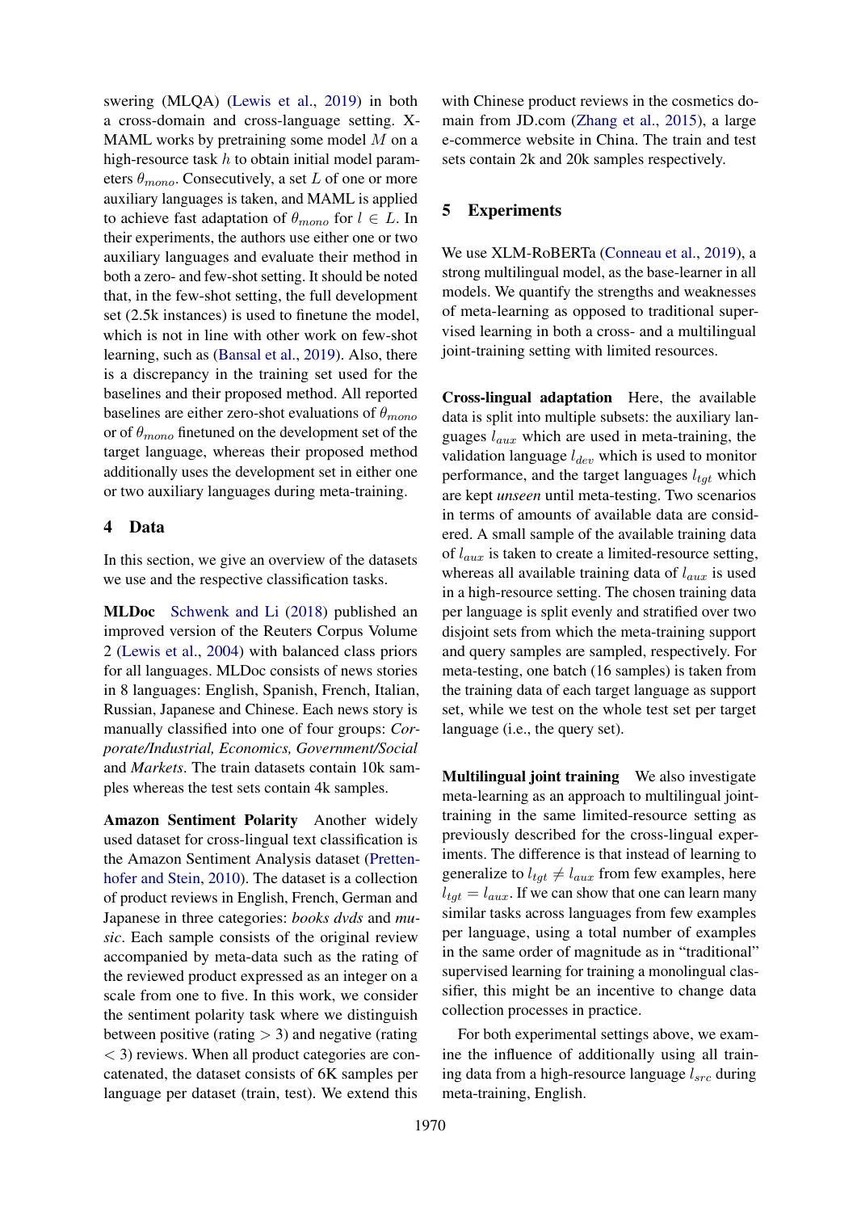swering (MLQA) (Lewis et al., 2019) in both a cross-domain and cross-language setting. X-MAML works by pretraining some model $M$ on a high-resource task $h$ to obtain initial model parameters $\theta_{mono}$. Consecutively, a set $L$ of one or more auxiliary languages is taken, and MAML is applied to achieve fast adaptation of $\theta_{mono}$ for $l \in L$. In their experiments, the authors use either one or two auxiliary languages and evaluate their method in both a zero- and few-shot setting. It should be noted that, in the few-shot setting, the full development set (2.5k instances) is used to finetune the model, which is not in line with other work on few-shot learning, such as (Bansal et al., 2019). Also, there is a discrepancy in the training set used for the baselines and their proposed method. All reported baselines are either zero-shot evaluations of $\theta_{mono}$ or of $\theta_{mono}$ finetuned on the development set of the target language, whereas their proposed method additionally uses the development set in either one or two auxiliary languages during meta-training.

## 4 Data

In this section, we give an overview of the datasets we use and the respective classification tasks.

**MLDoc** Schwenk and Li (2018) published an improved version of the Reuters Corpus Volume 2 (Lewis et al., 2004) with balanced class priors for all languages. MLDoc consists of news stories in 8 languages: English, Spanish, French, Italian, Russian, Japanese and Chinese. Each news story is manually classified into one of four groups: *Corporate/Industrial, Economics, Government/Social* and *Markets*. The train datasets contain 10k samples whereas the test sets contain 4k samples.

**Amazon Sentiment Polarity** Another widely used dataset for cross-lingual text classification is the Amazon Sentiment Analysis dataset (Prettenhofer and Stein, 2010). The dataset is a collection of product reviews in English, French, German and Japanese in three categories: *books dvds* and *music*. Each sample consists of the original review accompanied by meta-data such as the rating of the reviewed product expressed as an integer on a scale from one to five. In this work, we consider the sentiment polarity task where we distinguish between positive (rating $> 3$) and negative (rating $< 3$) reviews. When all product categories are concatenated, the dataset consists of 6K samples per language per dataset (train, test). We extend this with Chinese product reviews in the cosmetics domain from JD.com (Zhang et al., 2015), a large e-commerce website in China. The train and test sets contain 2k and 20k samples respectively.

## 5 Experiments

We use XLM-RoBERTa (Conneau et al., 2019), a strong multilingual model, as the base-learner in all models. We quantify the strengths and weaknesses of meta-learning as opposed to traditional supervised learning in both a cross- and a multilingual joint-training setting with limited resources.

**Cross-lingual adaptation** Here, the available data is split into multiple subsets: the auxiliary languages $l_{aux}$ which are used in meta-training, the validation language $l_{dev}$ which is used to monitor performance, and the target languages $l_{tgt}$ which are kept *unseen* until meta-testing. Two scenarios in terms of amounts of available data are considered. A small sample of the available training data of $l_{aux}$ is taken to create a limited-resource setting, whereas all available training data of $l_{aux}$ is used in a high-resource setting. The chosen training data per language is split evenly and stratified over two disjoint sets from which the meta-training support and query samples are sampled, respectively. For meta-testing, one batch (16 samples) is taken from the training data of each target language as support set, while we test on the whole test set per target language (i.e., the query set).

**Multilingual joint training** We also investigate meta-learning as an approach to multilingual joint-training in the same limited-resource setting as previously described for the cross-lingual experiments. The difference is that instead of learning to generalize to $l_{tgt} \neq l_{aux}$ from few examples, here $l_{tgt} = l_{aux}$. If we can show that one can learn many similar tasks across languages from few examples per language, using a total number of examples in the same order of magnitude as in "traditional" supervised learning for training a monolingual classifier, this might be an incentive to change data collection processes in practice.

For both experimental settings above, we examine the influence of additionally using all training data from a high-resource language $l_{src}$ during meta-training, English.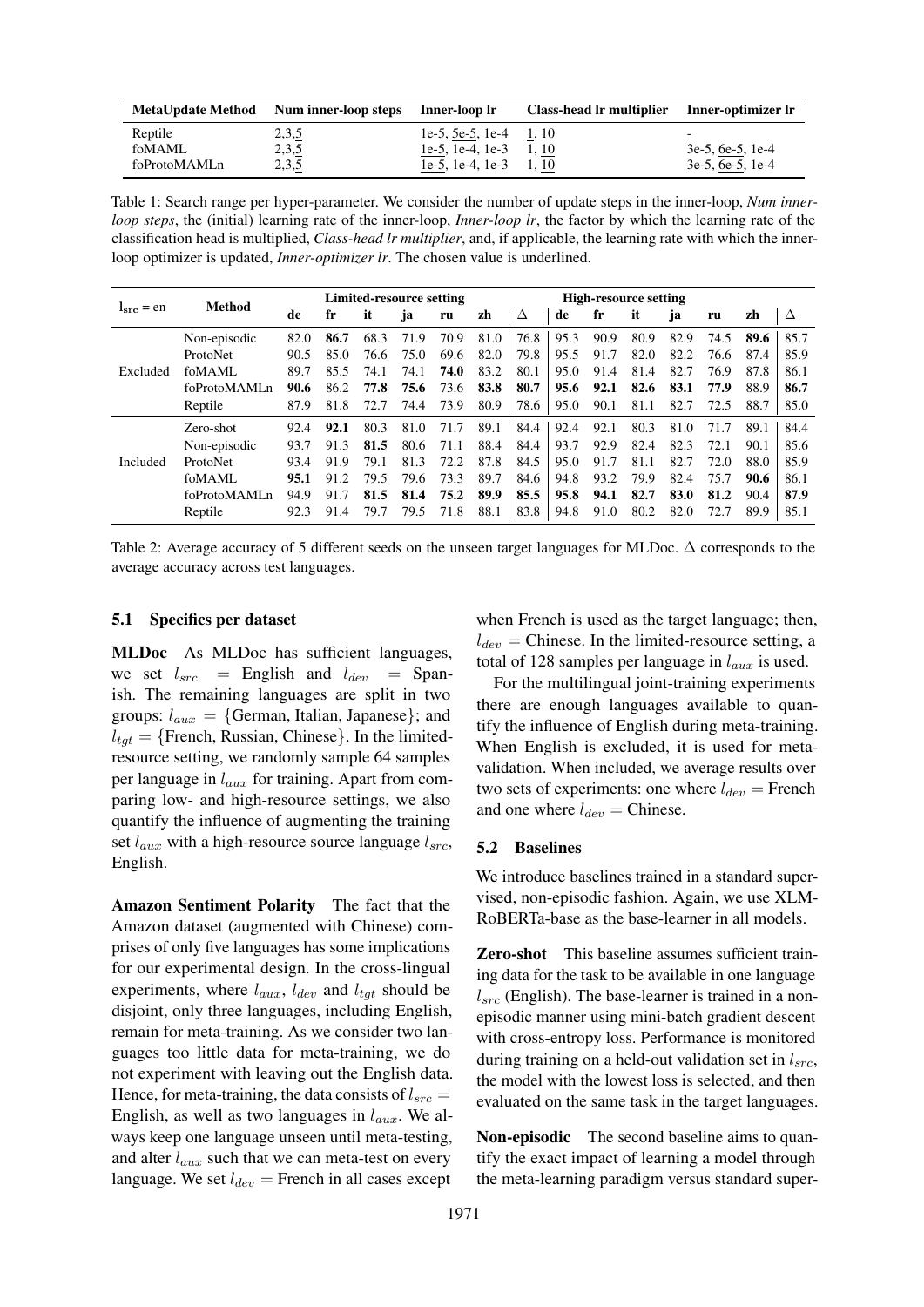| MetaUpdate Method | Num inner-loop steps | Inner-loop lr | Class-head lr multiplier | Inner-optimizer lr |
|---|---|---|---|---|
| Reptile | 2,3,<u>5</u> | 1e-5, <u>5e-5</u>, 1e-4 | <u>1</u>, 10 | - |
| foMAML | 2,3,<u>5</u> | <u>1e-5</u>, 1e-4, 1e-3 | 1, <u>10</u> | 3e-5, <u>6e-5</u>, 1e-4 |
| foProtoMAMLn | 2,3,<u>5</u> | <u>1e-5</u>, 1e-4, 1e-3 | 1, <u>10</u> | 3e-5, <u>6e-5</u>, 1e-4 |

Table 1: Search range per hyper-parameter. We consider the number of update steps in the inner-loop, *Num inner-loop steps*, the (initial) learning rate of the inner-loop, *Inner-loop lr*, the factor by which the learning rate of the classification head is multiplied, *Class-head lr multiplier*, and, if applicable, the learning rate with which the inner-loop optimizer is updated, *Inner-optimizer lr*. The chosen value is underlined.

| $l_{src}$ = en | Method | Limited-resource setting | | | | | | | High-resource setting | | | | | | |
|---|---|---|---|---|---|---|---|---|---|---|---|---|---|---|---|
| | | de | fr | it | ja | ru | zh | Δ | de | fr | it | ja | ru | zh | Δ |
| Excluded | Non-episodic | 82.0 | **86.7** | 68.3 | 71.9 | 70.9 | 81.0 | 76.8 | 95.3 | 90.9 | 80.9 | 82.9 | 74.5 | **89.6** | 85.7 |
| | ProtoNet | 90.5 | 85.0 | 76.6 | 75.0 | 69.6 | 82.0 | 79.8 | 95.5 | 91.7 | 82.0 | 82.2 | 76.6 | 87.4 | 85.9 |
| | foMAML | 89.7 | 85.5 | 74.1 | 74.1 | **74.0** | 83.2 | 80.1 | 95.0 | 91.4 | 81.4 | 82.7 | 76.9 | 87.8 | 86.1 |
| | foProtoMAMLn | **90.6** | 86.2 | **77.8** | **75.6** | 73.6 | **83.8** | **80.7** | **95.6** | **92.1** | **82.6** | **83.1** | **77.9** | 88.9 | **86.7** |
| | Reptile | 87.9 | 81.8 | 72.7 | 74.4 | 73.9 | 80.9 | 78.6 | 95.0 | 90.1 | 81.1 | 82.7 | 72.5 | 88.7 | 85.0 |
| Included | Zero-shot | 92.4 | **92.1** | 80.3 | 81.0 | 71.7 | 89.1 | 84.4 | 92.4 | 92.1 | 80.3 | 81.0 | 71.7 | 89.1 | 84.4 |
| | Non-episodic | 93.7 | 91.3 | **81.5** | 80.6 | 71.1 | 88.4 | 84.4 | 93.7 | 92.9 | 82.4 | 82.3 | 72.1 | 90.1 | 85.6 |
| | ProtoNet | 93.4 | 91.9 | 79.1 | 81.3 | 72.2 | 87.8 | 84.5 | 95.0 | 91.7 | 81.1 | 82.7 | 72.0 | 88.0 | 85.9 |
| | foMAML | **95.1** | 91.2 | 79.5 | 79.6 | 73.3 | 89.7 | 84.6 | 94.8 | 93.2 | 79.9 | 82.4 | 75.7 | **90.6** | 86.1 |
| | foProtoMAMLn | 94.9 | 91.7 | **81.5** | **81.4** | **75.2** | **89.9** | **85.5** | **95.8** | **94.1** | **82.7** | **83.0** | **81.2** | 90.4 | **87.9** |
| | Reptile | 92.3 | 91.4 | 79.7 | 79.5 | 71.8 | 88.1 | 83.8 | 94.8 | 91.0 | 80.2 | 82.0 | 72.7 | 89.9 | 85.1 |

Table 2: Average accuracy of 5 different seeds on the unseen target languages for MLDoc. Δ corresponds to the average accuracy across test languages.

### 5.1 Specifics per dataset

**MLDoc** As MLDoc has sufficient languages, we set $l_{src}$ = English and $l_{dev}$ = Spanish. The remaining languages are split in two groups: $l_{aux}$ = {German, Italian, Japanese}; and $l_{tgt}$ = {French, Russian, Chinese}. In the limited-resource setting, we randomly sample 64 samples per language in $l_{aux}$ for training. Apart from comparing low- and high-resource settings, we also quantify the influence of augmenting the training set $l_{aux}$ with a high-resource source language $l_{src}$, English.

**Amazon Sentiment Polarity** The fact that the Amazon dataset (augmented with Chinese) comprises of only five languages has some implications for our experimental design. In the cross-lingual experiments, where $l_{aux}$, $l_{dev}$ and $l_{tgt}$ should be disjoint, only three languages, including English, remain for meta-training. As we consider two languages too little data for meta-training, we do not experiment with leaving out the English data. Hence, for meta-training, the data consists of $l_{src}$ = English, as well as two languages in $l_{aux}$. We always keep one language unseen until meta-testing, and alter $l_{aux}$ such that we can meta-test on every language. We set $l_{dev}$ = French in all cases except when French is used as the target language; then, $l_{dev}$ = Chinese. In the limited-resource setting, a total of 128 samples per language in $l_{aux}$ is used.

For the multilingual joint-training experiments there are enough languages available to quantify the influence of English during meta-training. When English is excluded, it is used for meta-validation. When included, we average results over two sets of experiments: one where $l_{dev}$ = French and one where $l_{dev}$ = Chinese.

### 5.2 Baselines

We introduce baselines trained in a standard supervised, non-episodic fashion. Again, we use XLM-RoBERTa-base as the base-learner in all models.

**Zero-shot** This baseline assumes sufficient training data for the task to be available in one language $l_{src}$ (English). The base-learner is trained in a non-episodic manner using mini-batch gradient descent with cross-entropy loss. Performance is monitored during training on a held-out validation set in $l_{src}$, the model with the lowest loss is selected, and then evaluated on the same task in the target languages.

**Non-episodic** The second baseline aims to quantify the exact impact of learning a model through the meta-learning paradigm versus standard super-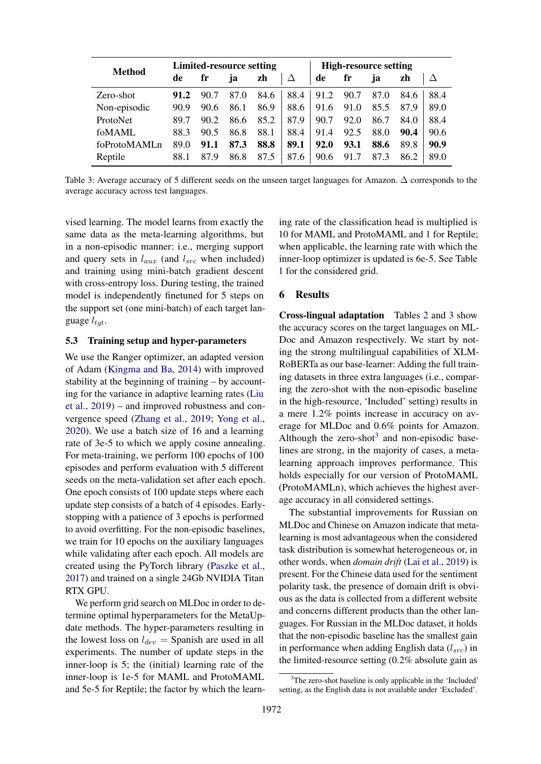| Method | Limited-resource setting | | | | | High-resource setting | | | | |
|---|---|---|---|---|---|---|---|---|---|---|
| | de | fr | ja | zh | Δ | de | fr | ja | zh | Δ |
| Zero-shot | **91.2** | 90.7 | 87.0 | 84.6 | 88.4 | 91.2 | 90.7 | 87.0 | 84.6 | 88.4 |
| Non-episodic | 90.9 | 90.6 | 86.1 | 86.9 | 88.6 | 91.6 | 91.0 | 85.5 | 87.9 | 89.0 |
| ProtoNet | 89.7 | 90.2 | 86.6 | 85.2 | 87.9 | 90.7 | 92.0 | 86.7 | 84.0 | 88.4 |
| foMAML | 88.3 | 90.5 | 86.8 | 88.1 | 88.4 | 91.4 | 92.5 | 88.0 | **90.4** | 90.6 |
| foProtoMAMLn | 89.0 | **91.1** | **87.3** | **88.8** | **89.1** | **92.0** | **93.1** | **88.6** | 89.8 | **90.9** |
| Reptile | 88.1 | 87.9 | 86.8 | 87.5 | 87.6 | 90.6 | 91.7 | 87.3 | 86.2 | 89.0 |

Table 3: Average accuracy of 5 different seeds on the unseen target languages for Amazon. Δ corresponds to the average accuracy across test languages.

vised learning. The model learns from exactly the same data as the meta-learning algorithms, but in a non-episodic manner: i.e., merging support and query sets in $l_{aux}$ (and $l_{src}$ when included) and training using mini-batch gradient descent with cross-entropy loss. During testing, the trained model is independently finetuned for 5 steps on the support set (one mini-batch) of each target language $l_{tgt}$.

### 5.3 Training setup and hyper-parameters

We use the Ranger optimizer, an adapted version of Adam (Kingma and Ba, 2014) with improved stability at the beginning of training – by accounting for the variance in adaptive learning rates (Liu et al., 2019) – and improved robustness and convergence speed (Zhang et al., 2019; Yong et al., 2020). We use a batch size of 16 and a learning rate of 3e-5 to which we apply cosine annealing. For meta-training, we perform 100 epochs of 100 episodes and perform evaluation with 5 different seeds on the meta-validation set after each epoch. One epoch consists of 100 update steps where each update step consists of a batch of 4 episodes. Early-stopping with a patience of 3 epochs is performed to avoid overfitting. For the non-episodic baselines, we train for 10 epochs on the auxiliary languages while validating after each epoch. All models are created using the PyTorch library (Paszke et al., 2017) and trained on a single 24Gb NVIDIA Titan RTX GPU.

We perform grid search on MLDoc in order to determine optimal hyperparameters for the MetaUpdate methods. The hyper-parameters resulting in the lowest loss on $l_{dev}$ = Spanish are used in all experiments. The number of update steps in the inner-loop is 5; the (initial) learning rate of the inner-loop is 1e-5 for MAML and ProtoMAML and 5e-5 for Reptile; the factor by which the learning rate of the classification head is multiplied is 10 for MAML and ProtoMAML and 1 for Reptile; when applicable, the learning rate with which the inner-loop optimizer is updated is 6e-5. See Table 1 for the considered grid.

## 6 Results

**Cross-lingual adaptation** Tables 2 and 3 show the accuracy scores on the target languages on MLDoc and Amazon respectively. We start by noting the strong multilingual capabilities of XLM-RoBERTa as our base-learner: Adding the full training datasets in three extra languages (i.e., comparing the zero-shot with the non-episodic baseline in the high-resource, 'Included' setting) results in a mere 1.2% points increase in accuracy on average for MLDoc and 0.6% points for Amazon. Although the zero-shot[3] and non-episodic baselines are strong, in the majority of cases, a meta-learning approach improves performance. This holds especially for our version of ProtoMAML (ProtoMAMLn), which achieves the highest average accuracy in all considered settings.

The substantial improvements for Russian on MLDoc and Chinese on Amazon indicate that meta-learning is most advantageous when the considered task distribution is somewhat heterogeneous or, in other words, when *domain drift* (Lai et al., 2019) is present. For the Chinese data used for the sentiment polarity task, the presence of domain drift is obvious as the data is collected from a different website and concerns different products than the other languages. For Russian in the MLDoc dataset, it holds that the non-episodic baseline has the smallest gain in performance when adding English data ($l_{src}$) in the limited-resource setting (0.2% absolute gain as

[3] The zero-shot baseline is only applicable in the 'Included' setting, as the English data is not available under 'Excluded'.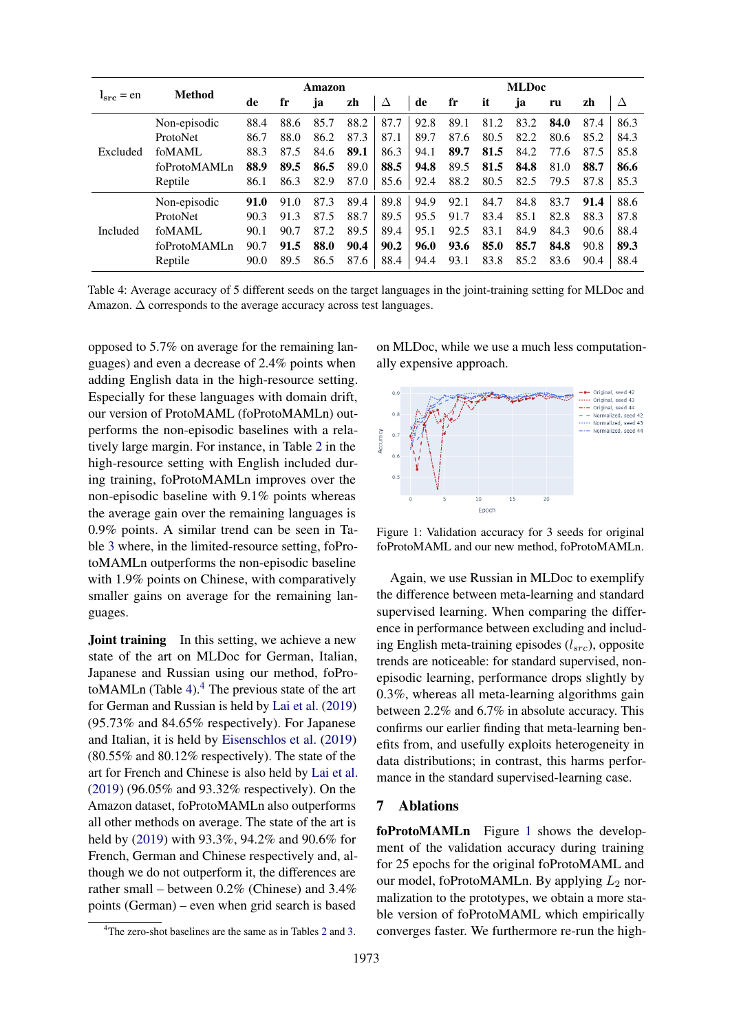| $l_{src}$ = en | Method | Amazon | | | | | MLDoc | | | | | | |
|---|---|---|---|---|---|---|---|---|---|---|---|---|---|
| | | de | fr | ja | zh | Δ | de | fr | it | ja | ru | zh | Δ |
| Excluded | Non-episodic | 88.4 | 88.6 | 85.7 | 88.2 | 87.7 | 92.8 | 89.1 | 81.2 | 83.2 | **84.0** | 87.4 | 86.3 |
| | ProtoNet | 86.7 | 88.0 | 86.2 | 87.3 | 87.1 | 89.7 | 87.6 | 80.5 | 82.2 | 80.6 | 85.2 | 84.3 |
| | foMAML | 88.3 | 87.5 | 84.6 | **89.1** | 86.3 | 94.1 | **89.7** | **81.5** | 84.2 | 77.6 | 87.5 | 85.8 |
| | foProtoMAMLn | **88.9** | **89.5** | **86.5** | 89.0 | **88.5** | **94.8** | 89.5 | **81.5** | **84.8** | 81.0 | **88.7** | **86.6** |
| | Reptile | 86.1 | 86.3 | 82.9 | 87.0 | 85.6 | 92.4 | 88.2 | 80.5 | 82.5 | 79.5 | 87.8 | 85.3 |
| Included | Non-episodic | **91.0** | 91.0 | 87.3 | 89.4 | 89.8 | 94.9 | 92.1 | 84.7 | 84.8 | 83.7 | **91.4** | 88.6 |
| | ProtoNet | 90.3 | 91.3 | 87.5 | 88.7 | 89.5 | 95.5 | 91.7 | 83.4 | 85.1 | 82.8 | 88.3 | 87.8 |
| | foMAML | 90.1 | 90.7 | 87.2 | 89.5 | 89.4 | 95.1 | 92.5 | 83.1 | 84.9 | 84.3 | 90.6 | 88.4 |
| | foProtoMAMLn | 90.7 | **91.5** | **88.0** | **90.4** | **90.2** | **96.0** | **93.6** | **85.0** | **85.7** | **84.8** | 90.8 | **89.3** |
| | Reptile | 90.0 | 89.5 | 86.5 | 87.6 | 88.4 | 94.4 | 93.1 | 83.8 | 85.2 | 83.6 | 90.4 | 88.4 |

Table 4: Average accuracy of 5 different seeds on the target languages in the joint-training setting for MLDoc and Amazon. Δ corresponds to the average accuracy across test languages.

opposed to 5.7% on average for the remaining languages) and even a decrease of 2.4% points when adding English data in the high-resource setting. Especially for these languages with domain drift, our version of ProtoMAML (foProtoMAMLn) outperforms the non-episodic baselines with a relatively large margin. For instance, in Table 2 in the high-resource setting with English included during training, foProtoMAMLn improves over the non-episodic baseline with 9.1% points whereas the average gain over the remaining languages is 0.9% points. A similar trend can be seen in Table 3 where, in the limited-resource setting, foProtoMAMLn outperforms the non-episodic baseline with 1.9% points on Chinese, with comparatively smaller gains on average for the remaining languages.

**Joint training** In this setting, we achieve a new state of the art on MLDoc for German, Italian, Japanese and Russian using our method, foProtoMAMLn (Table 4).[4] The previous state of the art for German and Russian is held by Lai et al. (2019) (95.73% and 84.65% respectively). For Japanese and Italian, it is held by Eisenschlos et al. (2019) (80.55% and 80.12% respectively). The state of the art for French and Chinese is also held by Lai et al. (2019) (96.05% and 93.32% respectively). On the Amazon dataset, foProtoMAMLn also outperforms all other methods on average. The state of the art is held by (2019) with 93.3%, 94.2% and 90.6% for French, German and Chinese respectively and, although we do not outperform it, the differences are rather small – between 0.2% (Chinese) and 3.4% points (German) – even when grid search is based on MLDoc, while we use a much less computationally expensive approach.

[4]The zero-shot baselines are the same as in Tables 2 and 3.

Figure 1: Validation accuracy for 3 seeds for original foProtoMAML and our new method, foProtoMAMLn.

Again, we use Russian in MLDoc to exemplify the difference between meta-learning and standard supervised learning. When comparing the difference in performance between excluding and including English meta-training episodes ($l_{src}$), opposite trends are noticeable: for standard supervised, non-episodic learning, performance drops slightly by 0.3%, whereas all meta-learning algorithms gain between 2.2% and 6.7% in absolute accuracy. This confirms our earlier finding that meta-learning benefits from, and usefully exploits heterogeneity in data distributions; in contrast, this harms performance in the standard supervised-learning case.

## 7 Ablations

**foProtoMAMLn** Figure 1 shows the development of the validation accuracy during training for 25 epochs for the original foProtoMAML and our model, foProtoMAMLn. By applying $L_2$ normalization to the prototypes, we obtain a more stable version of foProtoMAML which empirically converges faster. We furthermore re-run the high-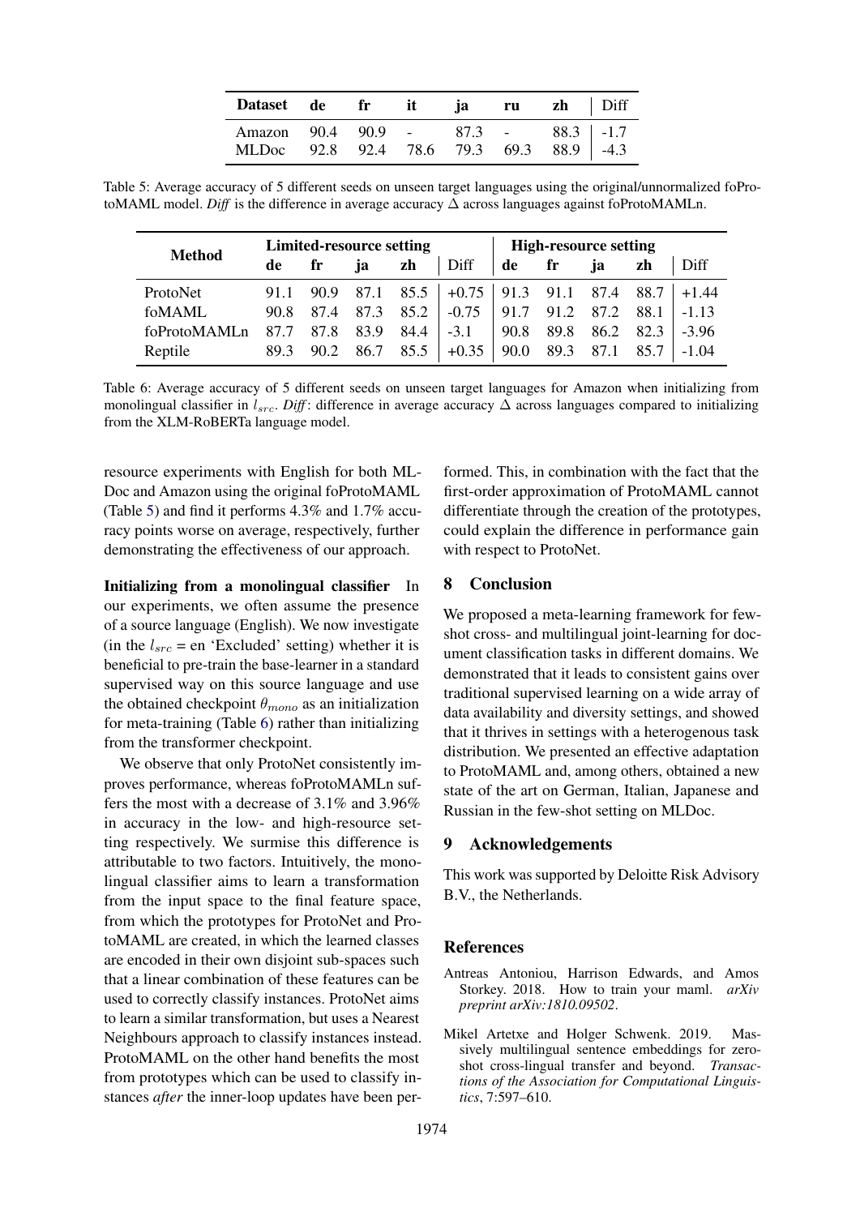| Dataset | de | fr | it | ja | ru | zh | Diff |
|---|---|---|---|---|---|---|---|
| Amazon | 90.4 | 90.9 | - | 87.3 | - | 88.3 | -1.7 |
| MLDoc | 92.8 | 92.4 | 78.6 | 79.3 | 69.3 | 88.9 | -4.3 |

Table 5: Average accuracy of 5 different seeds on unseen target languages using the original/unnormalized foProtoMAML model. *Diff* is the difference in average accuracy Δ across languages against foProtoMAMLn.

| Method | Limited-resource setting | | | | | High-resource setting | | | | |
|---|---|---|---|---|---|---|---|---|---|---|
| | de | fr | ja | zh | Diff | de | fr | ja | zh | Diff |
| ProtoNet | 91.1 | 90.9 | 87.1 | 85.5 | +0.75 | 91.3 | 91.1 | 87.4 | 88.7 | +1.44 |
| foMAML | 90.8 | 87.4 | 87.3 | 85.2 | -0.75 | 91.7 | 91.2 | 87.2 | 88.1 | -1.13 |
| foProtoMAMLn | 87.7 | 87.8 | 83.9 | 84.4 | -3.1 | 90.8 | 89.8 | 86.2 | 82.3 | -3.96 |
| Reptile | 89.3 | 90.2 | 86.7 | 85.5 | +0.35 | 90.0 | 89.3 | 87.1 | 85.7 | -1.04 |

Table 6: Average accuracy of 5 different seeds on unseen target languages for Amazon when initializing from monolingual classifier in $l_{src}$. *Diff*: difference in average accuracy Δ across languages compared to initializing from the XLM-RoBERTa language model.

resource experiments with English for both MLDoc and Amazon using the original foProtoMAML (Table 5) and find it performs 4.3% and 1.7% accuracy points worse on average, respectively, further demonstrating the effectiveness of our approach.

**Initializing from a monolingual classifier** In our experiments, we often assume the presence of a source language (English). We now investigate (in the $l_{src}$ = en 'Excluded' setting) whether it is beneficial to pre-train the base-learner in a standard supervised way on this source language and use the obtained checkpoint $\theta_{mono}$ as an initialization for meta-training (Table 6) rather than initializing from the transformer checkpoint.

We observe that only ProtoNet consistently improves performance, whereas foProtoMAMLn suffers the most with a decrease of 3.1% and 3.96% in accuracy in the low- and high-resource setting respectively. We surmise this difference is attributable to two factors. Intuitively, the monolingual classifier aims to learn a transformation from the input space to the final feature space, from which the prototypes for ProtoNet and ProtoMAML are created, in which the learned classes are encoded in their own disjoint sub-spaces such that a linear combination of these features can be used to correctly classify instances. ProtoNet aims to learn a similar transformation, but uses a Nearest Neighbours approach to classify instances instead. ProtoMAML on the other hand benefits the most from prototypes which can be used to classify instances *after* the inner-loop updates have been performed. This, in combination with the fact that the first-order approximation of ProtoMAML cannot differentiate through the creation of the prototypes, could explain the difference in performance gain with respect to ProtoNet.

## 8 Conclusion

We proposed a meta-learning framework for few-shot cross- and multilingual joint-learning for document classification tasks in different domains. We demonstrated that it leads to consistent gains over traditional supervised learning on a wide array of data availability and diversity settings, and showed that it thrives in settings with a heterogenous task distribution. We presented an effective adaptation to ProtoMAML and, among others, obtained a new state of the art on German, Italian, Japanese and Russian in the few-shot setting on MLDoc.

## 9 Acknowledgements

This work was supported by Deloitte Risk Advisory B.V., the Netherlands.

## References

Antreas Antoniou, Harrison Edwards, and Amos Storkey. 2018. How to train your maml. *arXiv preprint arXiv:1810.09502*.

Mikel Artetxe and Holger Schwenk. 2019. Massively multilingual sentence embeddings for zero-shot cross-lingual transfer and beyond. *Transactions of the Association for Computational Linguistics*, 7:597–610.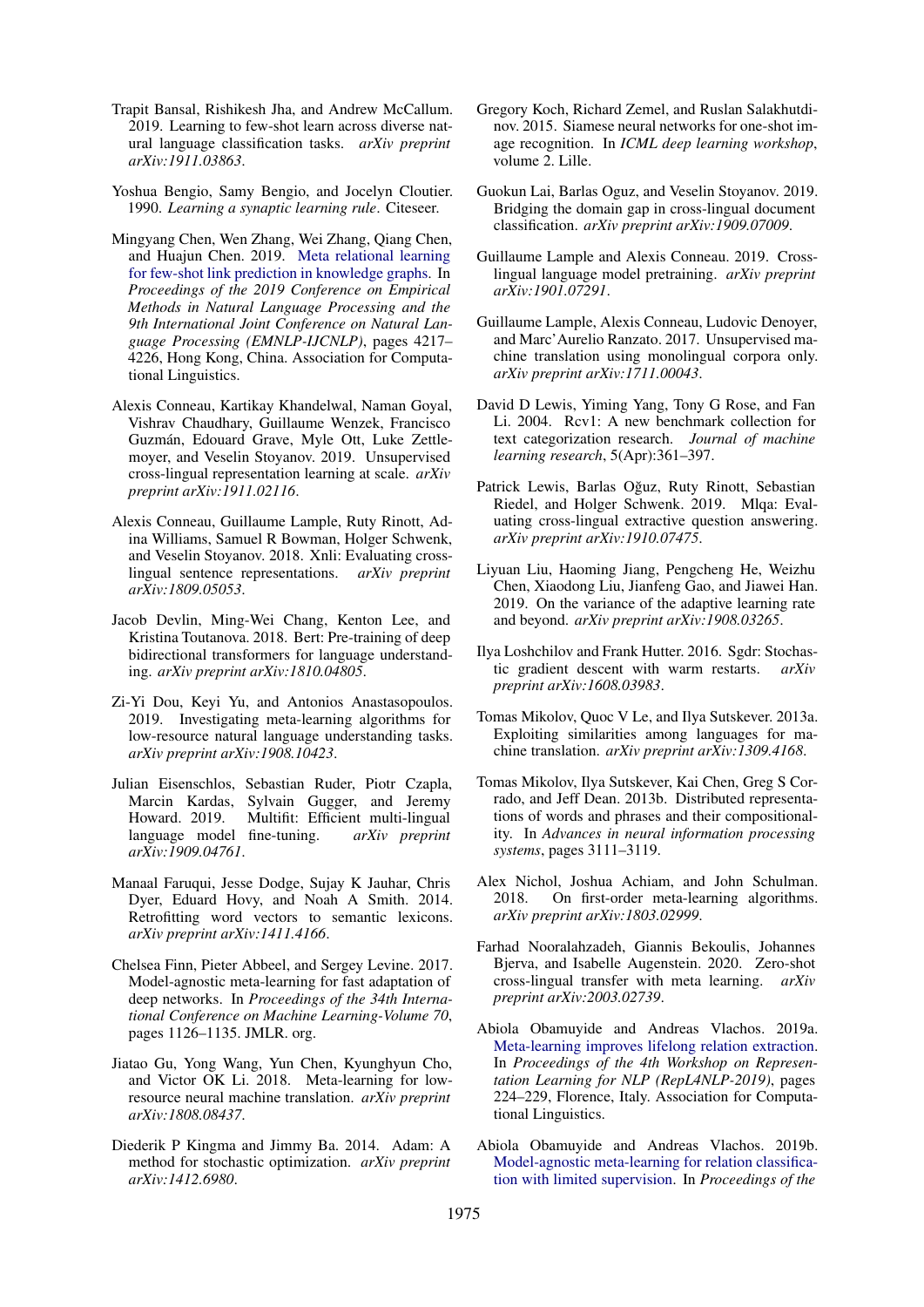Trapit Bansal, Rishikesh Jha, and Andrew McCallum. 2019. Learning to few-shot learn across diverse natural language classification tasks. *arXiv preprint arXiv:1911.03863*.

Yoshua Bengio, Samy Bengio, and Jocelyn Cloutier. 1990. *Learning a synaptic learning rule*. Citeseer.

Mingyang Chen, Wen Zhang, Wei Zhang, Qiang Chen, and Huajun Chen. 2019. Meta relational learning for few-shot link prediction in knowledge graphs. In *Proceedings of the 2019 Conference on Empirical Methods in Natural Language Processing and the 9th International Joint Conference on Natural Language Processing (EMNLP-IJCNLP)*, pages 4217–4226, Hong Kong, China. Association for Computational Linguistics.

Alexis Conneau, Kartikay Khandelwal, Naman Goyal, Vishrav Chaudhary, Guillaume Wenzek, Francisco Guzmán, Edouard Grave, Myle Ott, Luke Zettlemoyer, and Veselin Stoyanov. 2019. Unsupervised cross-lingual representation learning at scale. *arXiv preprint arXiv:1911.02116*.

Alexis Conneau, Guillaume Lample, Ruty Rinott, Adina Williams, Samuel R Bowman, Holger Schwenk, and Veselin Stoyanov. 2018. Xnli: Evaluating cross-lingual sentence representations. *arXiv preprint arXiv:1809.05053*.

Jacob Devlin, Ming-Wei Chang, Kenton Lee, and Kristina Toutanova. 2018. Bert: Pre-training of deep bidirectional transformers for language understanding. *arXiv preprint arXiv:1810.04805*.

Zi-Yi Dou, Keyi Yu, and Antonios Anastasopoulos. 2019. Investigating meta-learning algorithms for low-resource natural language understanding tasks. *arXiv preprint arXiv:1908.10423*.

Julian Eisenschlos, Sebastian Ruder, Piotr Czapla, Marcin Kardas, Sylvain Gugger, and Jeremy Howard. 2019. Multifit: Efficient multi-lingual language model fine-tuning. *arXiv preprint arXiv:1909.04761*.

Manaal Faruqui, Jesse Dodge, Sujay K Jauhar, Chris Dyer, Eduard Hovy, and Noah A Smith. 2014. Retrofitting word vectors to semantic lexicons. *arXiv preprint arXiv:1411.4166*.

Chelsea Finn, Pieter Abbeel, and Sergey Levine. 2017. Model-agnostic meta-learning for fast adaptation of deep networks. In *Proceedings of the 34th International Conference on Machine Learning-Volume 70*, pages 1126–1135. JMLR. org.

Jiatao Gu, Yong Wang, Yun Chen, Kyunghyun Cho, and Victor OK Li. 2018. Meta-learning for low-resource neural machine translation. *arXiv preprint arXiv:1808.08437*.

Diederik P Kingma and Jimmy Ba. 2014. Adam: A method for stochastic optimization. *arXiv preprint arXiv:1412.6980*.

Gregory Koch, Richard Zemel, and Ruslan Salakhutdinov. 2015. Siamese neural networks for one-shot image recognition. In *ICML deep learning workshop*, volume 2. Lille.

Guokun Lai, Barlas Oguz, and Veselin Stoyanov. 2019. Bridging the domain gap in cross-lingual document classification. *arXiv preprint arXiv:1909.07009*.

Guillaume Lample and Alexis Conneau. 2019. Cross-lingual language model pretraining. *arXiv preprint arXiv:1901.07291*.

Guillaume Lample, Alexis Conneau, Ludovic Denoyer, and Marc'Aurelio Ranzato. 2017. Unsupervised machine translation using monolingual corpora only. *arXiv preprint arXiv:1711.00043*.

David D Lewis, Yiming Yang, Tony G Rose, and Fan Li. 2004. Rcv1: A new benchmark collection for text categorization research. *Journal of machine learning research*, 5(Apr):361–397.

Patrick Lewis, Barlas Oğuz, Ruty Rinott, Sebastian Riedel, and Holger Schwenk. 2019. Mlqa: Evaluating cross-lingual extractive question answering. *arXiv preprint arXiv:1910.07475*.

Liyuan Liu, Haoming Jiang, Pengcheng He, Weizhu Chen, Xiaodong Liu, Jianfeng Gao, and Jiawei Han. 2019. On the variance of the adaptive learning rate and beyond. *arXiv preprint arXiv:1908.03265*.

Ilya Loshchilov and Frank Hutter. 2016. Sgdr: Stochastic gradient descent with warm restarts. *arXiv preprint arXiv:1608.03983*.

Tomas Mikolov, Quoc V Le, and Ilya Sutskever. 2013a. Exploiting similarities among languages for machine translation. *arXiv preprint arXiv:1309.4168*.

Tomas Mikolov, Ilya Sutskever, Kai Chen, Greg S Corrado, and Jeff Dean. 2013b. Distributed representations of words and phrases and their compositionality. In *Advances in neural information processing systems*, pages 3111–3119.

Alex Nichol, Joshua Achiam, and John Schulman. 2018. On first-order meta-learning algorithms. *arXiv preprint arXiv:1803.02999*.

Farhad Nooralahzadeh, Giannis Bekoulis, Johannes Bjerva, and Isabelle Augenstein. 2020. Zero-shot cross-lingual transfer with meta learning. *arXiv preprint arXiv:2003.02739*.

Abiola Obamuyide and Andreas Vlachos. 2019a. Meta-learning improves lifelong relation extraction. In *Proceedings of the 4th Workshop on Representation Learning for NLP (RepL4NLP-2019)*, pages 224–229, Florence, Italy. Association for Computational Linguistics.

Abiola Obamuyide and Andreas Vlachos. 2019b. Model-agnostic meta-learning for relation classification with limited supervision. In *Proceedings of the*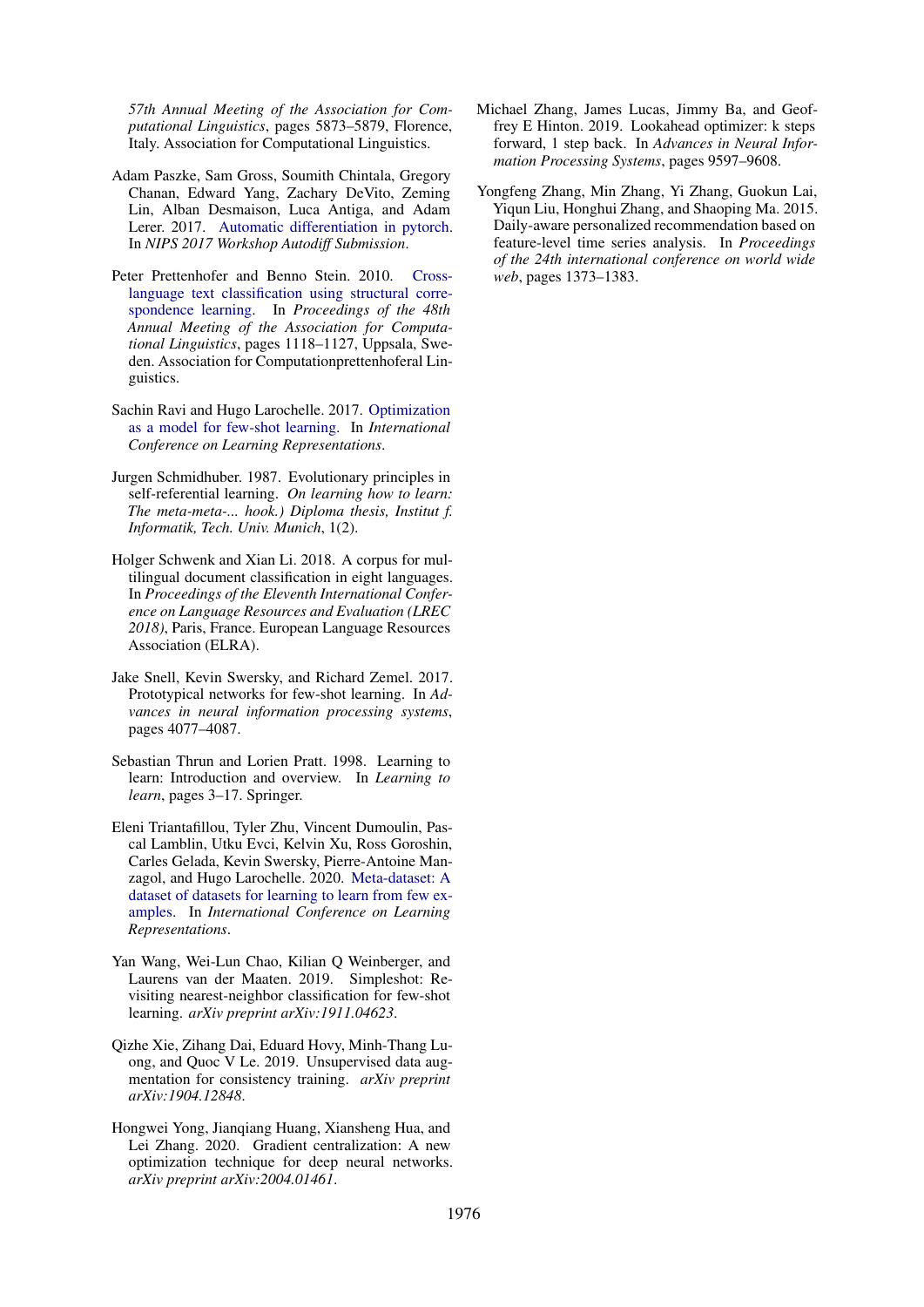57th Annual Meeting of the Association for Computational Linguistics*, pages 5873–5879, Florence, Italy. Association for Computational Linguistics.

Adam Paszke, Sam Gross, Soumith Chintala, Gregory Chanan, Edward Yang, Zachary DeVito, Zeming Lin, Alban Desmaison, Luca Antiga, and Adam Lerer. 2017. Automatic differentiation in pytorch. In *NIPS 2017 Workshop Autodiff Submission*.

Peter Prettenhofer and Benno Stein. 2010. Cross-language text classification using structural correspondence learning. In *Proceedings of the 48th Annual Meeting of the Association for Computational Linguistics*, pages 1118–1127, Uppsala, Sweden. Association for Computationprettenhoferal Linguistics.

Sachin Ravi and Hugo Larochelle. 2017. Optimization as a model for few-shot learning. In *International Conference on Learning Representations*.

Jurgen Schmidhuber. 1987. Evolutionary principles in self-referential learning. *On learning how to learn: The meta-meta-... hook.) Diploma thesis, Institut f. Informatik, Tech. Univ. Munich*, 1(2).

Holger Schwenk and Xian Li. 2018. A corpus for multilingual document classification in eight languages. In *Proceedings of the Eleventh International Conference on Language Resources and Evaluation (LREC 2018)*, Paris, France. European Language Resources Association (ELRA).

Jake Snell, Kevin Swersky, and Richard Zemel. 2017. Prototypical networks for few-shot learning. In *Advances in neural information processing systems*, pages 4077–4087.

Sebastian Thrun and Lorien Pratt. 1998. Learning to learn: Introduction and overview. In *Learning to learn*, pages 3–17. Springer.

Eleni Triantafillou, Tyler Zhu, Vincent Dumoulin, Pascal Lamblin, Utku Evci, Kelvin Xu, Ross Goroshin, Carles Gelada, Kevin Swersky, Pierre-Antoine Manzagol, and Hugo Larochelle. 2020. Meta-dataset: A dataset of datasets for learning to learn from few examples. In *International Conference on Learning Representations*.

Yan Wang, Wei-Lun Chao, Kilian Q Weinberger, and Laurens van der Maaten. 2019. Simpleshot: Revisiting nearest-neighbor classification for few-shot learning. *arXiv preprint arXiv:1911.04623*.

Qizhe Xie, Zihang Dai, Eduard Hovy, Minh-Thang Luong, and Quoc V Le. 2019. Unsupervised data augmentation for consistency training. *arXiv preprint arXiv:1904.12848*.

Hongwei Yong, Jianqiang Huang, Xiansheng Hua, and Lei Zhang. 2020. Gradient centralization: A new optimization technique for deep neural networks. *arXiv preprint arXiv:2004.01461*.

Michael Zhang, James Lucas, Jimmy Ba, and Geoffrey E Hinton. 2019. Lookahead optimizer: k steps forward, 1 step back. In *Advances in Neural Information Processing Systems*, pages 9597–9608.

Yongfeng Zhang, Min Zhang, Yi Zhang, Guokun Lai, Yiqun Liu, Honghui Zhang, and Shaoping Ma. 2015. Daily-aware personalized recommendation based on feature-level time series analysis. In *Proceedings of the 24th international conference on world wide web*, pages 1373–1383.